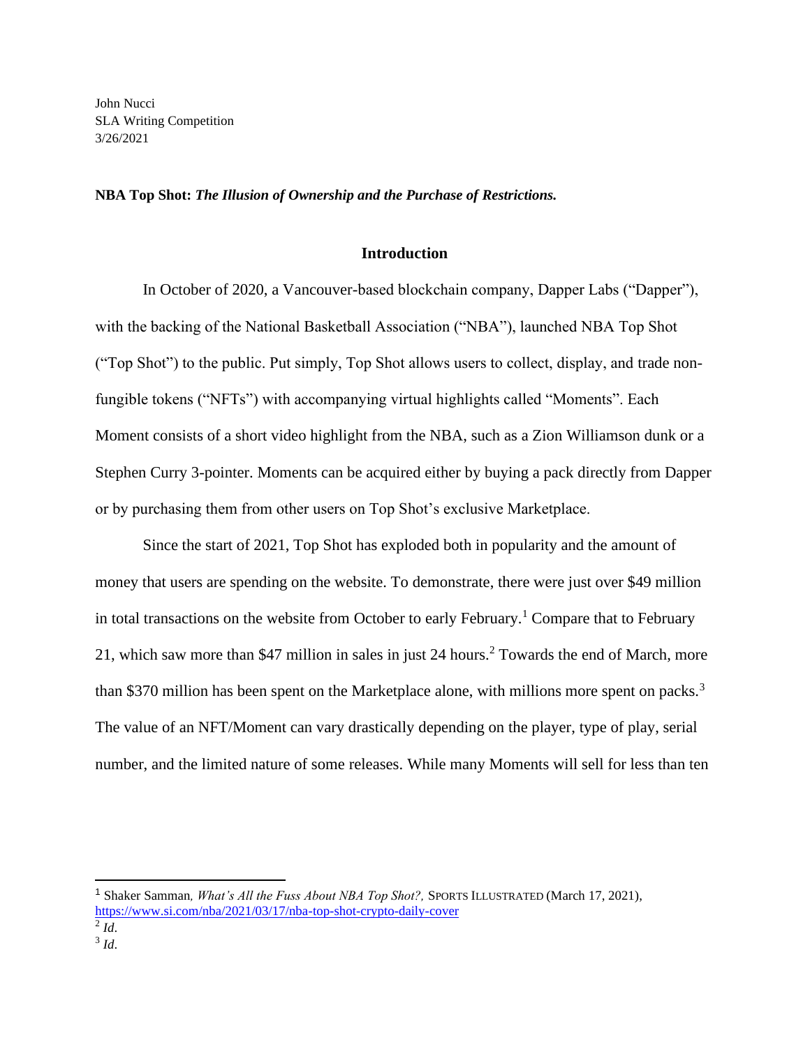John Nucci
SLA Writing Competition
3/26/2021

**NBA Top Shot:** ***The Illusion of Ownership and the Purchase of Restrictions.***

## Introduction

In October of 2020, a Vancouver-based blockchain company, Dapper Labs ("Dapper"), with the backing of the National Basketball Association ("NBA"), launched NBA Top Shot ("Top Shot") to the public. Put simply, Top Shot allows users to collect, display, and trade non-fungible tokens ("NFTs") with accompanying virtual highlights called "Moments". Each Moment consists of a short video highlight from the NBA, such as a Zion Williamson dunk or a Stephen Curry 3-pointer. Moments can be acquired either by buying a pack directly from Dapper or by purchasing them from other users on Top Shot's exclusive Marketplace.

Since the start of 2021, Top Shot has exploded both in popularity and the amount of money that users are spending on the website. To demonstrate, there were just over $49 million in total transactions on the website from October to early February.[1] Compare that to February 21, which saw more than $47 million in sales in just 24 hours.[2] Towards the end of March, more than $370 million has been spent on the Marketplace alone, with millions more spent on packs.[3] The value of an NFT/Moment can vary drastically depending on the player, type of play, serial number, and the limited nature of some releases. While many Moments will sell for less than ten

---

[1] Shaker Samman, *What's All the Fuss About NBA Top Shot?,* SPORTS ILLUSTRATED (March 17, 2021), https://www.si.com/nba/2021/03/17/nba-top-shot-crypto-daily-cover

[2] *Id*.

[3] *Id*.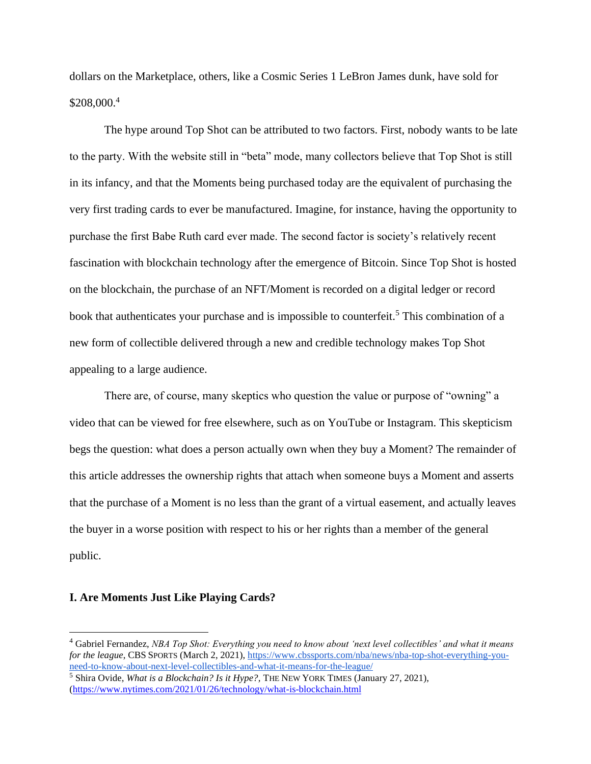dollars on the Marketplace, others, like a Cosmic Series 1 LeBron James dunk, have sold for $208,000.[4]

The hype around Top Shot can be attributed to two factors. First, nobody wants to be late to the party. With the website still in "beta" mode, many collectors believe that Top Shot is still in its infancy, and that the Moments being purchased today are the equivalent of purchasing the very first trading cards to ever be manufactured. Imagine, for instance, having the opportunity to purchase the first Babe Ruth card ever made. The second factor is society's relatively recent fascination with blockchain technology after the emergence of Bitcoin. Since Top Shot is hosted on the blockchain, the purchase of an NFT/Moment is recorded on a digital ledger or record book that authenticates your purchase and is impossible to counterfeit.[5] This combination of a new form of collectible delivered through a new and credible technology makes Top Shot appealing to a large audience.

There are, of course, many skeptics who question the value or purpose of "owning" a video that can be viewed for free elsewhere, such as on YouTube or Instagram. This skepticism begs the question: what does a person actually own when they buy a Moment? The remainder of this article addresses the ownership rights that attach when someone buys a Moment and asserts that the purchase of a Moment is no less than the grant of a virtual easement, and actually leaves the buyer in a worse position with respect to his or her rights than a member of the general public.

## I. Are Moments Just Like Playing Cards?

---

[4] Gabriel Fernandez, *NBA Top Shot: Everything you need to know about 'next level collectibles' and what it means for the league*, CBS SPORTS (March 2, 2021), https://www.cbssports.com/nba/news/nba-top-shot-everything-you-need-to-know-about-next-level-collectibles-and-what-it-means-for-the-league/

[5] Shira Ovide, *What is a Blockchain? Is it Hype?*, THE NEW YORK TIMES (January 27, 2021), (https://www.nytimes.com/2021/01/26/technology/what-is-blockchain.html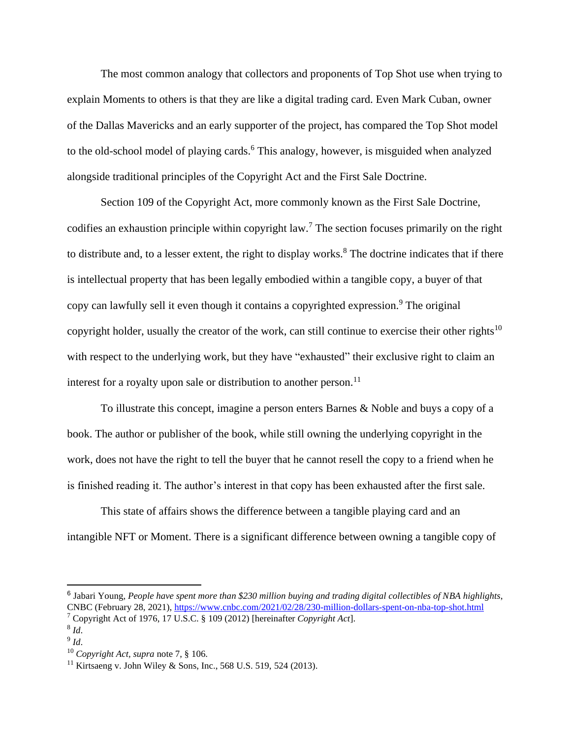The most common analogy that collectors and proponents of Top Shot use when trying to explain Moments to others is that they are like a digital trading card. Even Mark Cuban, owner of the Dallas Mavericks and an early supporter of the project, has compared the Top Shot model to the old-school model of playing cards.[6] This analogy, however, is misguided when analyzed alongside traditional principles of the Copyright Act and the First Sale Doctrine.

Section 109 of the Copyright Act, more commonly known as the First Sale Doctrine, codifies an exhaustion principle within copyright law.[7] The section focuses primarily on the right to distribute and, to a lesser extent, the right to display works.[8] The doctrine indicates that if there is intellectual property that has been legally embodied within a tangible copy, a buyer of that copy can lawfully sell it even though it contains a copyrighted expression.[9] The original copyright holder, usually the creator of the work, can still continue to exercise their other rights[10] with respect to the underlying work, but they have "exhausted" their exclusive right to claim an interest for a royalty upon sale or distribution to another person.[11]

To illustrate this concept, imagine a person enters Barnes & Noble and buys a copy of a book. The author or publisher of the book, while still owning the underlying copyright in the work, does not have the right to tell the buyer that he cannot resell the copy to a friend when he is finished reading it. The author's interest in that copy has been exhausted after the first sale.

This state of affairs shows the difference between a tangible playing card and an intangible NFT or Moment. There is a significant difference between owning a tangible copy of

---

[6] Jabari Young, *People have spent more than $230 million buying and trading digital collectibles of NBA highlights*, CNBC (February 28, 2021), https://www.cnbc.com/2021/02/28/230-million-dollars-spent-on-nba-top-shot.html

[7] Copyright Act of 1976, 17 U.S.C. § 109 (2012) [hereinafter *Copyright Act*].

[8] *Id*.

[9] *Id*.

[10] *Copyright Act, supra* note 7, § 106.

[11] Kirtsaeng v. John Wiley & Sons, Inc., 568 U.S. 519, 524 (2013).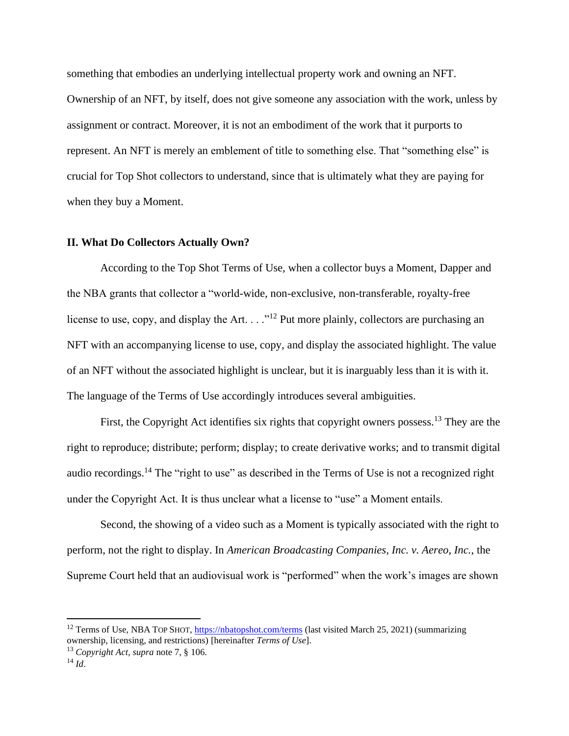something that embodies an underlying intellectual property work and owning an NFT. Ownership of an NFT, by itself, does not give someone any association with the work, unless by assignment or contract. Moreover, it is not an embodiment of the work that it purports to represent. An NFT is merely an emblement of title to something else. That "something else" is crucial for Top Shot collectors to understand, since that is ultimately what they are paying for when they buy a Moment.

## II. What Do Collectors Actually Own?

According to the Top Shot Terms of Use, when a collector buys a Moment, Dapper and the NBA grants that collector a "world-wide, non-exclusive, non-transferable, royalty-free license to use, copy, and display the Art. . . ."[12] Put more plainly, collectors are purchasing an NFT with an accompanying license to use, copy, and display the associated highlight. The value of an NFT without the associated highlight is unclear, but it is inarguably less than it is with it. The language of the Terms of Use accordingly introduces several ambiguities.

First, the Copyright Act identifies six rights that copyright owners possess.[13] They are the right to reproduce; distribute; perform; display; to create derivative works; and to transmit digital audio recordings.[14] The "right to use" as described in the Terms of Use is not a recognized right under the Copyright Act. It is thus unclear what a license to "use" a Moment entails.

Second, the showing of a video such as a Moment is typically associated with the right to perform, not the right to display. In *American Broadcasting Companies, Inc. v. Aereo, Inc.*, the Supreme Court held that an audiovisual work is "performed" when the work's images are shown

---

[12] Terms of Use, NBA TOP SHOT, https://nbatopshot.com/terms (last visited March 25, 2021) (summarizing ownership, licensing, and restrictions) [hereinafter *Terms of Use*].

[13] *Copyright Act*, *supra* note 7, § 106.

[14] *Id*.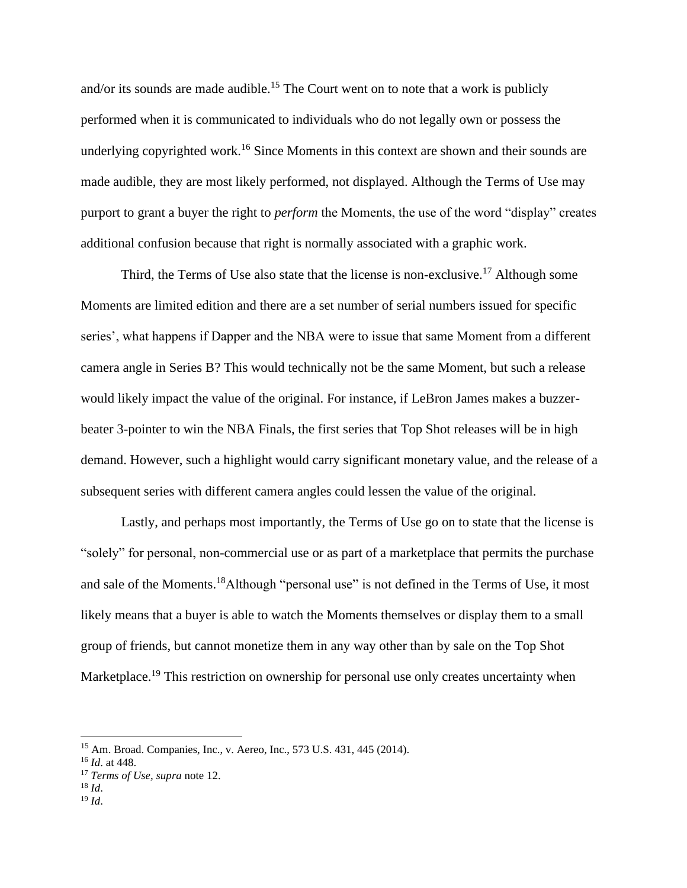and/or its sounds are made audible.[15] The Court went on to note that a work is publicly performed when it is communicated to individuals who do not legally own or possess the underlying copyrighted work.[16] Since Moments in this context are shown and their sounds are made audible, they are most likely performed, not displayed. Although the Terms of Use may purport to grant a buyer the right to *perform* the Moments, the use of the word "display" creates additional confusion because that right is normally associated with a graphic work.

Third, the Terms of Use also state that the license is non-exclusive.[17] Although some Moments are limited edition and there are a set number of serial numbers issued for specific series', what happens if Dapper and the NBA were to issue that same Moment from a different camera angle in Series B? This would technically not be the same Moment, but such a release would likely impact the value of the original. For instance, if LeBron James makes a buzzer-beater 3-pointer to win the NBA Finals, the first series that Top Shot releases will be in high demand. However, such a highlight would carry significant monetary value, and the release of a subsequent series with different camera angles could lessen the value of the original.

Lastly, and perhaps most importantly, the Terms of Use go on to state that the license is "solely" for personal, non-commercial use or as part of a marketplace that permits the purchase and sale of the Moments.[18]Although "personal use" is not defined in the Terms of Use, it most likely means that a buyer is able to watch the Moments themselves or display them to a small group of friends, but cannot monetize them in any way other than by sale on the Top Shot Marketplace.[19] This restriction on ownership for personal use only creates uncertainty when

---

[15] Am. Broad. Companies, Inc., v. Aereo, Inc., 573 U.S. 431, 445 (2014).
[16] *Id*. at 448.
[17] *Terms of Use*, *supra* note 12.
[18] *Id*.
[19] *Id*.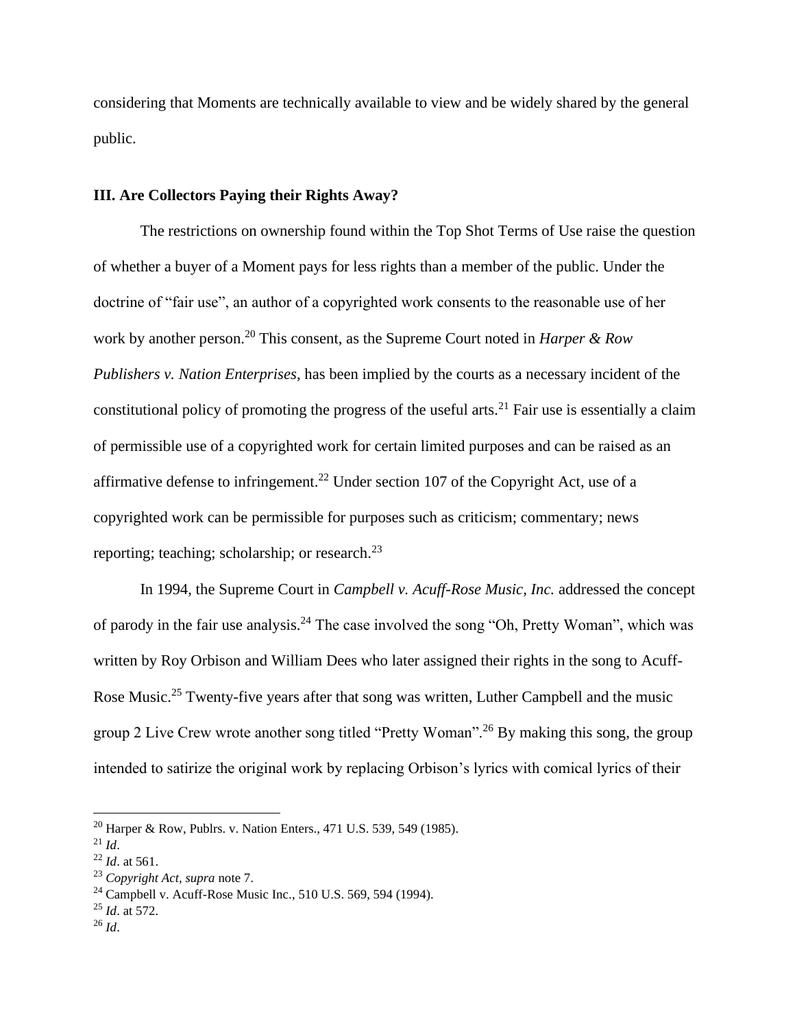considering that Moments are technically available to view and be widely shared by the general public.

### III. Are Collectors Paying their Rights Away?

The restrictions on ownership found within the Top Shot Terms of Use raise the question of whether a buyer of a Moment pays for less rights than a member of the public. Under the doctrine of "fair use", an author of a copyrighted work consents to the reasonable use of her work by another person.[20] This consent, as the Supreme Court noted in *Harper & Row Publishers v. Nation Enterprises,* has been implied by the courts as a necessary incident of the constitutional policy of promoting the progress of the useful arts.[21] Fair use is essentially a claim of permissible use of a copyrighted work for certain limited purposes and can be raised as an affirmative defense to infringement.[22] Under section 107 of the Copyright Act, use of a copyrighted work can be permissible for purposes such as criticism; commentary; news reporting; teaching; scholarship; or research.[23]

In 1994, the Supreme Court in *Campbell v. Acuff-Rose Music, Inc.* addressed the concept of parody in the fair use analysis.[24] The case involved the song "Oh, Pretty Woman", which was written by Roy Orbison and William Dees who later assigned their rights in the song to Acuff-Rose Music.[25] Twenty-five years after that song was written, Luther Campbell and the music group 2 Live Crew wrote another song titled "Pretty Woman".[26] By making this song, the group intended to satirize the original work by replacing Orbison's lyrics with comical lyrics of their

---

[20] Harper & Row, Publrs. v. Nation Enters., 471 U.S. 539, 549 (1985).
[21] *Id*.
[22] *Id*. at 561.
[23] *Copyright Act, supra* note 7.
[24] Campbell v. Acuff-Rose Music Inc., 510 U.S. 569, 594 (1994).
[25] *Id*. at 572.
[26] *Id*.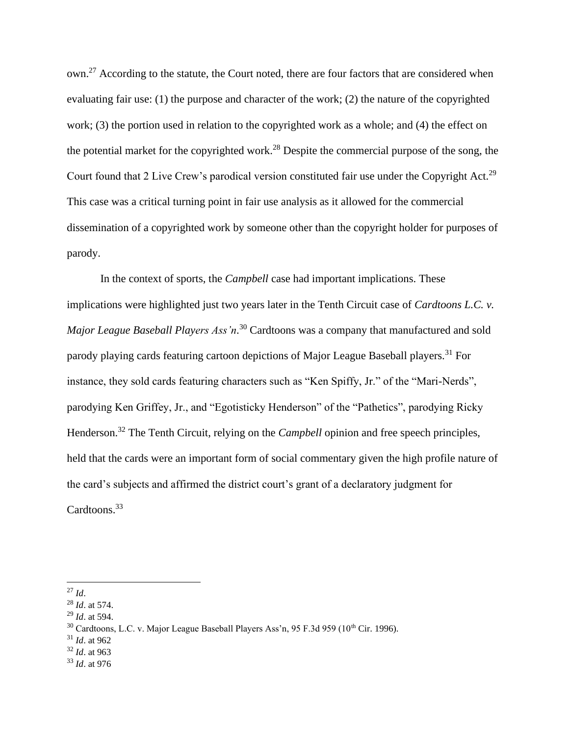own.[27] According to the statute, the Court noted, there are four factors that are considered when evaluating fair use: (1) the purpose and character of the work; (2) the nature of the copyrighted work; (3) the portion used in relation to the copyrighted work as a whole; and (4) the effect on the potential market for the copyrighted work.[28] Despite the commercial purpose of the song, the Court found that 2 Live Crew's parodical version constituted fair use under the Copyright Act.[29] This case was a critical turning point in fair use analysis as it allowed for the commercial dissemination of a copyrighted work by someone other than the copyright holder for purposes of parody.

In the context of sports, the *Campbell* case had important implications. These implications were highlighted just two years later in the Tenth Circuit case of *Cardtoons L.C. v. Major League Baseball Players Ass'n*.[30] Cardtoons was a company that manufactured and sold parody playing cards featuring cartoon depictions of Major League Baseball players.[31] For instance, they sold cards featuring characters such as "Ken Spiffy, Jr." of the "Mari-Nerds", parodying Ken Griffey, Jr., and "Egotisticky Henderson" of the "Pathetics", parodying Ricky Henderson.[32] The Tenth Circuit, relying on the *Campbell* opinion and free speech principles, held that the cards were an important form of social commentary given the high profile nature of the card's subjects and affirmed the district court's grant of a declaratory judgment for Cardtoons.[33]

---

[27] *Id*.
[28] *Id*. at 574.
[29] *Id*. at 594.
[30] Cardtoons, L.C. v. Major League Baseball Players Ass'n, 95 F.3d 959 (10th Cir. 1996).
[31] *Id*. at 962
[32] *Id*. at 963
[33] *Id*. at 976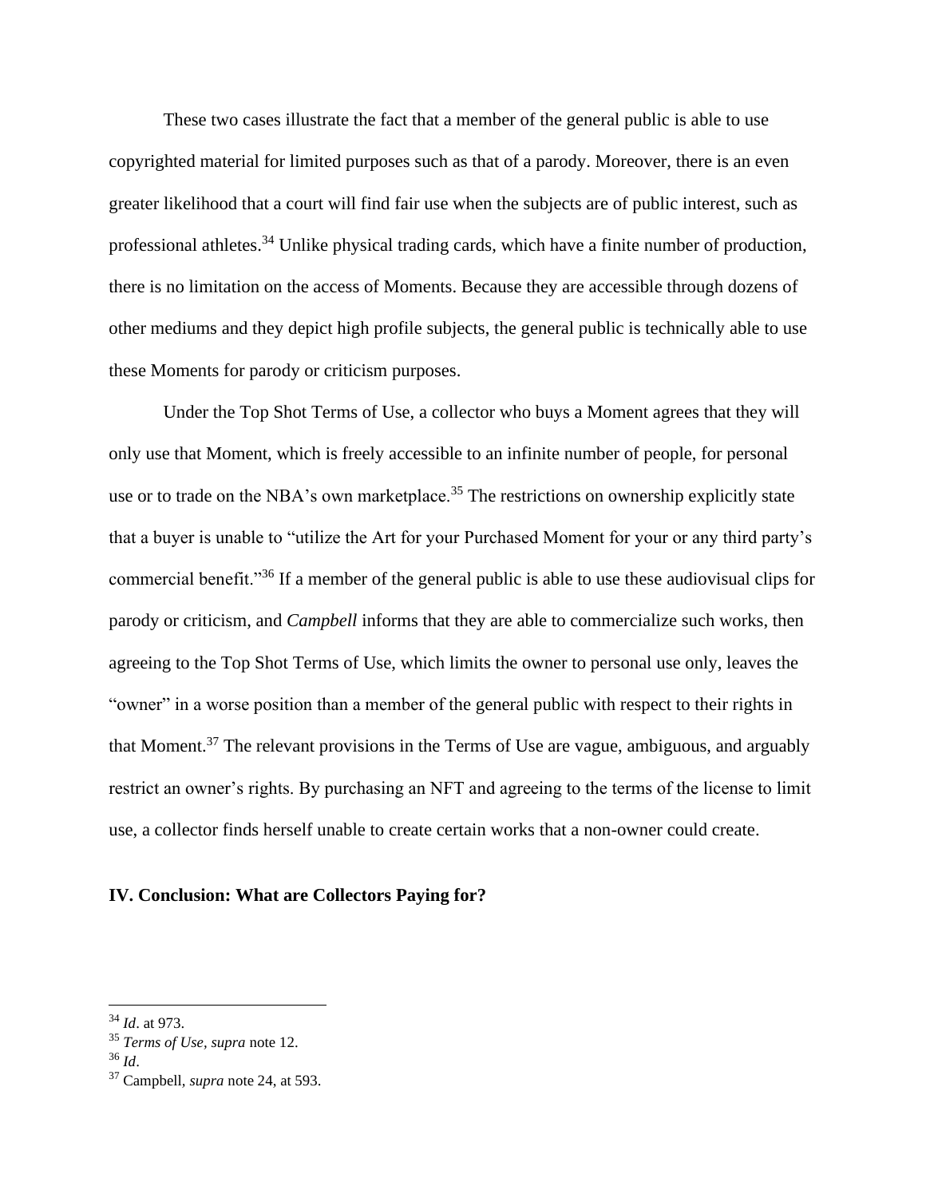These two cases illustrate the fact that a member of the general public is able to use copyrighted material for limited purposes such as that of a parody. Moreover, there is an even greater likelihood that a court will find fair use when the subjects are of public interest, such as professional athletes.[34] Unlike physical trading cards, which have a finite number of production, there is no limitation on the access of Moments. Because they are accessible through dozens of other mediums and they depict high profile subjects, the general public is technically able to use these Moments for parody or criticism purposes.

Under the Top Shot Terms of Use, a collector who buys a Moment agrees that they will only use that Moment, which is freely accessible to an infinite number of people, for personal use or to trade on the NBA's own marketplace.[35] The restrictions on ownership explicitly state that a buyer is unable to "utilize the Art for your Purchased Moment for your or any third party's commercial benefit."[36] If a member of the general public is able to use these audiovisual clips for parody or criticism, and *Campbell* informs that they are able to commercialize such works, then agreeing to the Top Shot Terms of Use, which limits the owner to personal use only, leaves the "owner" in a worse position than a member of the general public with respect to their rights in that Moment.[37] The relevant provisions in the Terms of Use are vague, ambiguous, and arguably restrict an owner's rights. By purchasing an NFT and agreeing to the terms of the license to limit use, a collector finds herself unable to create certain works that a non-owner could create.

## IV. Conclusion: What are Collectors Paying for?

---

[34] *Id*. at 973.

[35] *Terms of Use*, *supra* note 12.

[36] *Id*.

[37] Campbell, *supra* note 24, at 593.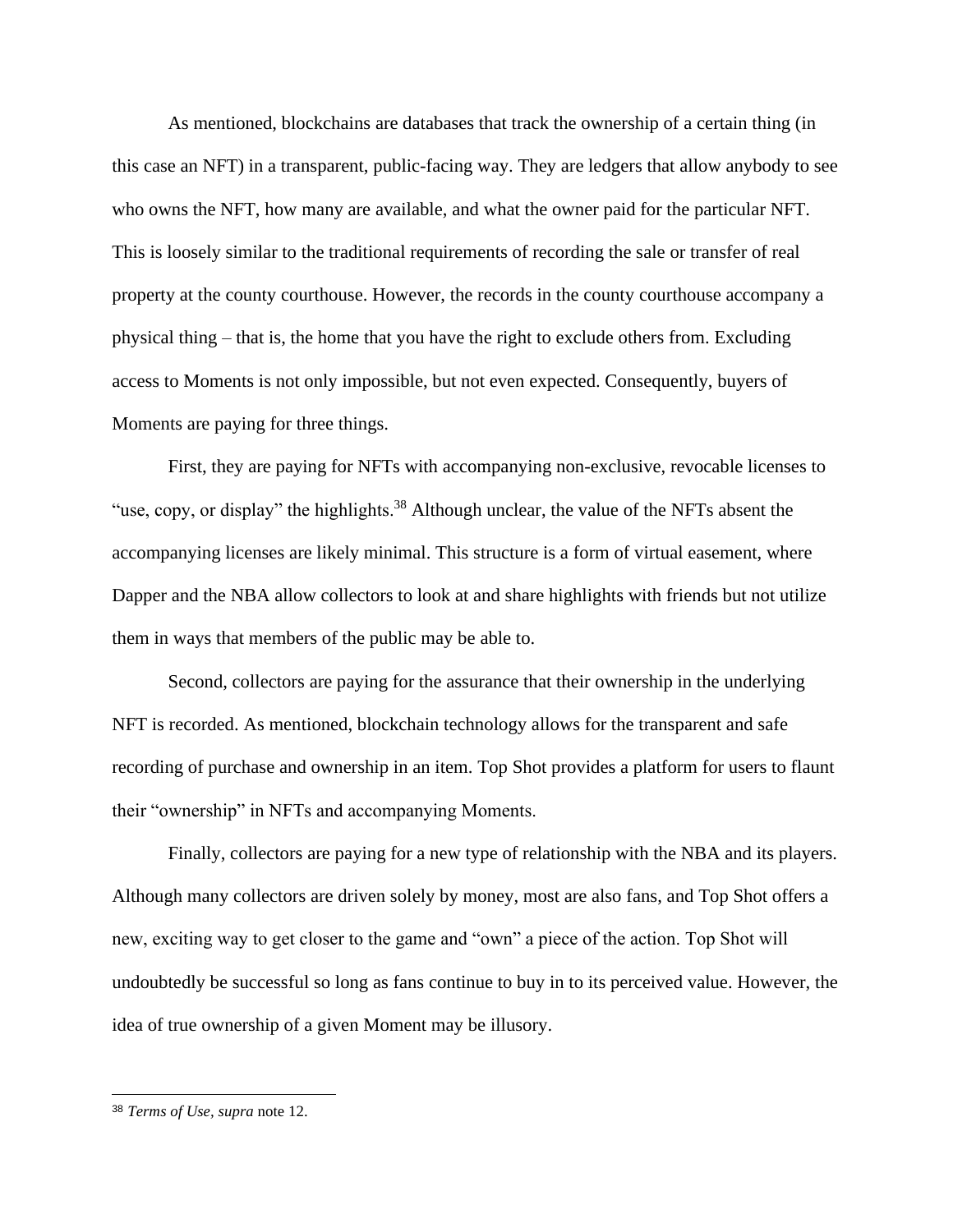As mentioned, blockchains are databases that track the ownership of a certain thing (in this case an NFT) in a transparent, public-facing way. They are ledgers that allow anybody to see who owns the NFT, how many are available, and what the owner paid for the particular NFT. This is loosely similar to the traditional requirements of recording the sale or transfer of real property at the county courthouse. However, the records in the county courthouse accompany a physical thing – that is, the home that you have the right to exclude others from. Excluding access to Moments is not only impossible, but not even expected. Consequently, buyers of Moments are paying for three things.

First, they are paying for NFTs with accompanying non-exclusive, revocable licenses to "use, copy, or display" the highlights.[38] Although unclear, the value of the NFTs absent the accompanying licenses are likely minimal. This structure is a form of virtual easement, where Dapper and the NBA allow collectors to look at and share highlights with friends but not utilize them in ways that members of the public may be able to.

Second, collectors are paying for the assurance that their ownership in the underlying NFT is recorded. As mentioned, blockchain technology allows for the transparent and safe recording of purchase and ownership in an item. Top Shot provides a platform for users to flaunt their "ownership" in NFTs and accompanying Moments.

Finally, collectors are paying for a new type of relationship with the NBA and its players. Although many collectors are driven solely by money, most are also fans, and Top Shot offers a new, exciting way to get closer to the game and "own" a piece of the action. Top Shot will undoubtedly be successful so long as fans continue to buy in to its perceived value. However, the idea of true ownership of a given Moment may be illusory.

---

[38] *Terms of Use, supra* note 12.